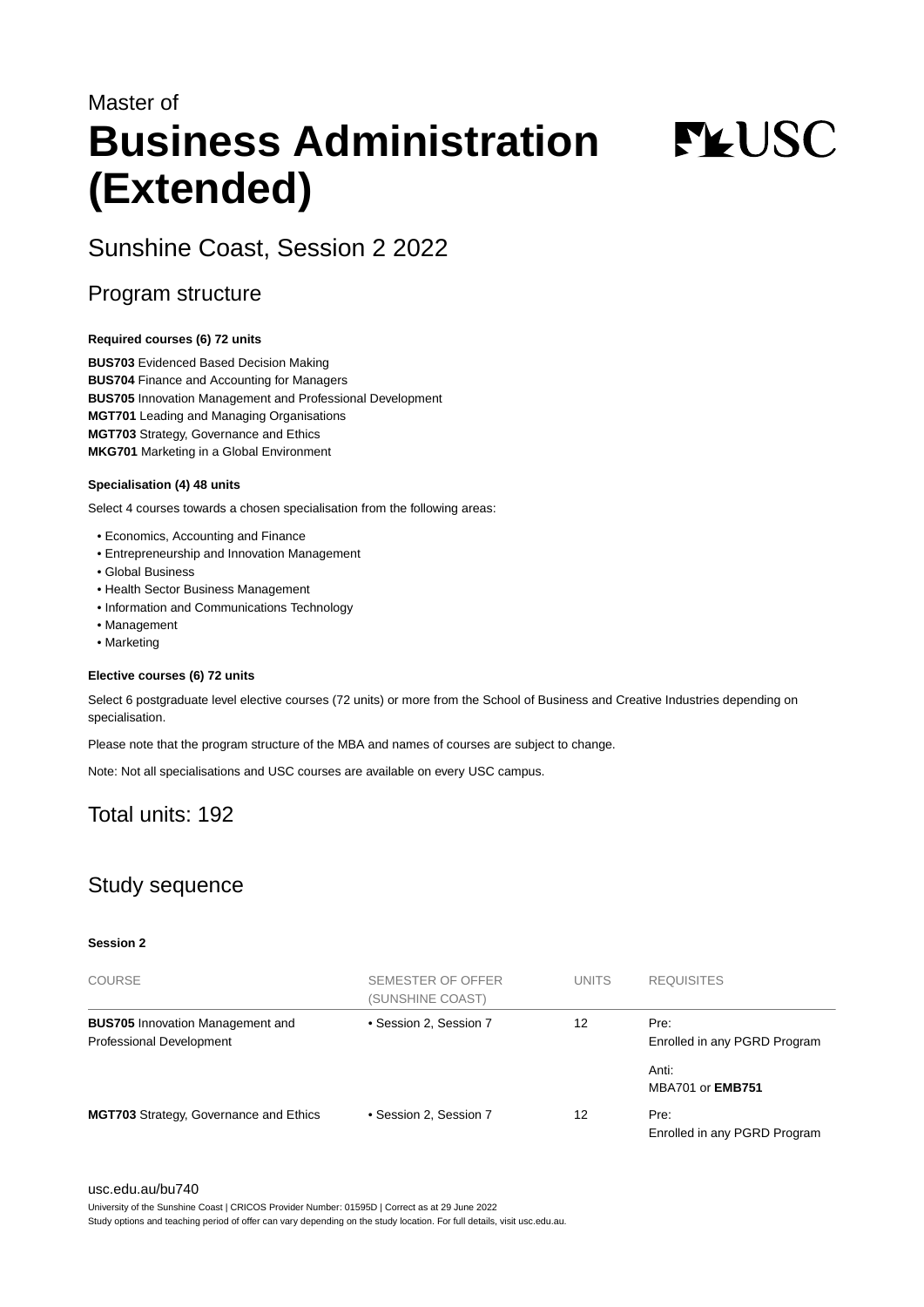Master of

# Business Administration (Extended)

## Sunshine Coast, Session 2 2022

## Program structure

**Required courses (6) 72 units**

**BUS703** Evidenced Based Decision Making
**BUS704** Finance and Accounting for Managers
**BUS705** Innovation Management and Professional Development
**MGT701** Leading and Managing Organisations
**MGT703** Strategy, Governance and Ethics
**MKG701** Marketing in a Global Environment

**Specialisation (4) 48 units**

Select 4 courses towards a chosen specialisation from the following areas:

- Economics, Accounting and Finance
- Entrepreneurship and Innovation Management
- Global Business
- Health Sector Business Management
- Information and Communications Technology
- Management
- Marketing

**Elective courses (6) 72 units**

Select 6 postgraduate level elective courses (72 units) or more from the School of Business and Creative Industries depending on specialisation.

Please note that the program structure of the MBA and names of courses are subject to change.

Note: Not all specialisations and USC courses are available on every USC campus.

## Total units: 192

## Study sequence

**Session 2**

| COURSE | SEMESTER OF OFFER (SUNSHINE COAST) | UNITS | REQUISITES |
|---|---|---|---|
| **BUS705** Innovation Management and Professional Development | • Session 2, Session 7 | 12 | Pre: Enrolled in any PGRD Program<br><br>Anti: MBA701 or **EMB751** |
| **MGT703** Strategy, Governance and Ethics | • Session 2, Session 7 | 12 | Pre: Enrolled in any PGRD Program |

usc.edu.au/bu740
University of the Sunshine Coast | CRICOS Provider Number: 01595D | Correct as at 29 June 2022
Study options and teaching period of offer can vary depending on the study location. For full details, visit usc.edu.au.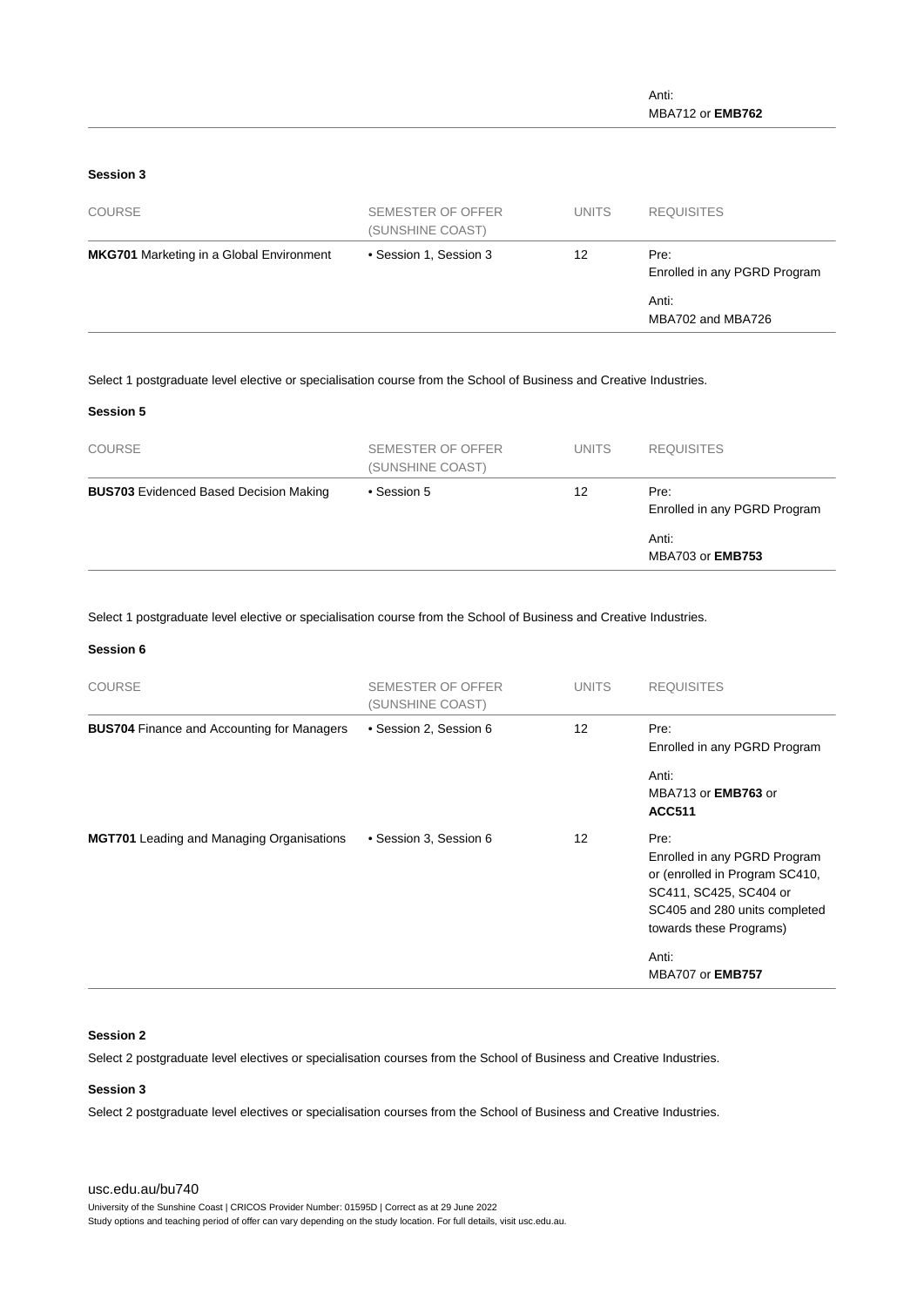Anti:
MBA712 or **EMB762**

**Session 3**

| COURSE | SEMESTER OF OFFER (SUNSHINE COAST) | UNITS | REQUISITES |
|---|---|---|---|
| **MKG701** Marketing in a Global Environment | • Session 1, Session 3 | 12 | Pre: Enrolled in any PGRD Program<br><br>Anti: MBA702 and MBA726 |

Select 1 postgraduate level elective or specialisation course from the School of Business and Creative Industries.

**Session 5**

| COURSE | SEMESTER OF OFFER (SUNSHINE COAST) | UNITS | REQUISITES |
|---|---|---|---|
| **BUS703** Evidenced Based Decision Making | • Session 5 | 12 | Pre: Enrolled in any PGRD Program<br><br>Anti: MBA703 or **EMB753** |

Select 1 postgraduate level elective or specialisation course from the School of Business and Creative Industries.

**Session 6**

| COURSE | SEMESTER OF OFFER (SUNSHINE COAST) | UNITS | REQUISITES |
|---|---|---|---|
| **BUS704** Finance and Accounting for Managers | • Session 2, Session 6 | 12 | Pre: Enrolled in any PGRD Program<br><br>Anti: MBA713 or **EMB763** or **ACC511** |
| **MGT701** Leading and Managing Organisations | • Session 3, Session 6 | 12 | Pre: Enrolled in any PGRD Program or (enrolled in Program SC410, SC411, SC425, SC404 or SC405 and 280 units completed towards these Programs)<br><br>Anti: MBA707 or **EMB757** |

**Session 2**

Select 2 postgraduate level electives or specialisation courses from the School of Business and Creative Industries.

**Session 3**

Select 2 postgraduate level electives or specialisation courses from the School of Business and Creative Industries.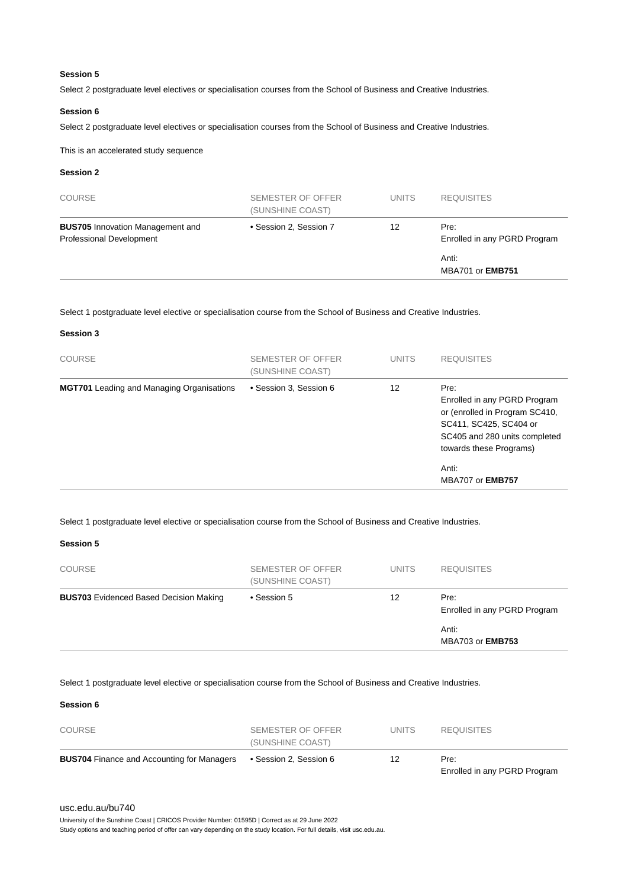### Session 5

Select 2 postgraduate level electives or specialisation courses from the School of Business and Creative Industries.

### Session 6

Select 2 postgraduate level electives or specialisation courses from the School of Business and Creative Industries.

This is an accelerated study sequence

### Session 2

| COURSE | SEMESTER OF OFFER (SUNSHINE COAST) | UNITS | REQUISITES |
|---|---|---|---|
| **BUS705** Innovation Management and Professional Development | • Session 2, Session 7 | 12 | Pre: Enrolled in any PGRD Program<br>Anti: MBA701 or **EMB751** |

Select 1 postgraduate level elective or specialisation course from the School of Business and Creative Industries.

### Session 3

| COURSE | SEMESTER OF OFFER (SUNSHINE COAST) | UNITS | REQUISITES |
|---|---|---|---|
| **MGT701** Leading and Managing Organisations | • Session 3, Session 6 | 12 | Pre: Enrolled in any PGRD Program or (enrolled in Program SC410, SC411, SC425, SC404 or SC405 and 280 units completed towards these Programs)<br>Anti: MBA707 or **EMB757** |

Select 1 postgraduate level elective or specialisation course from the School of Business and Creative Industries.

### Session 5

| COURSE | SEMESTER OF OFFER (SUNSHINE COAST) | UNITS | REQUISITES |
|---|---|---|---|
| **BUS703** Evidenced Based Decision Making | • Session 5 | 12 | Pre: Enrolled in any PGRD Program<br>Anti: MBA703 or **EMB753** |

Select 1 postgraduate level elective or specialisation course from the School of Business and Creative Industries.

### Session 6

| COURSE | SEMESTER OF OFFER (SUNSHINE COAST) | UNITS | REQUISITES |
|---|---|---|---|
| **BUS704** Finance and Accounting for Managers | • Session 2, Session 6 | 12 | Pre: Enrolled in any PGRD Program |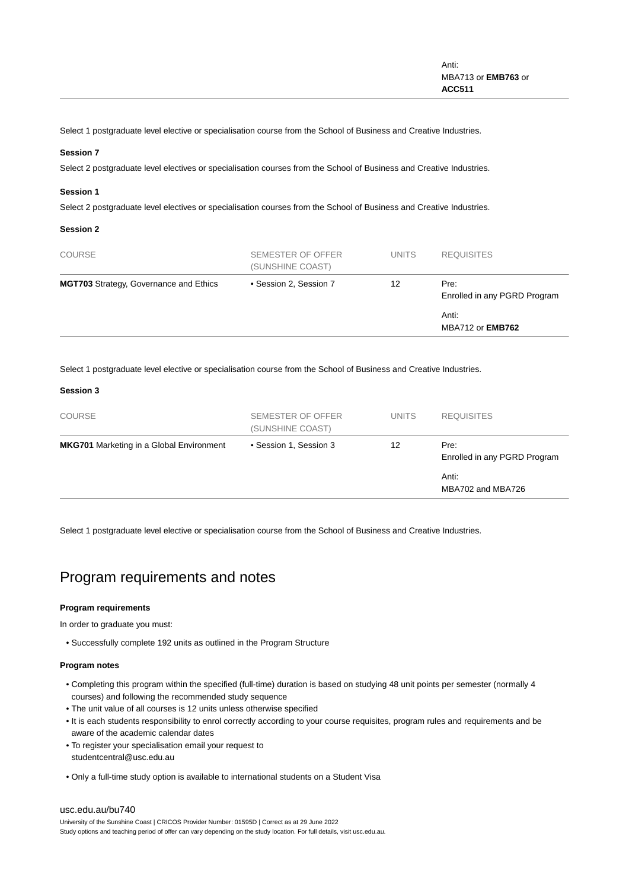| | | | Anti:<br>MBA713 or **EMB763** or **ACC511** |
|---|---|---|---|

Select 1 postgraduate level elective or specialisation course from the School of Business and Creative Industries.

**Session 7**

Select 2 postgraduate level electives or specialisation courses from the School of Business and Creative Industries.

**Session 1**

Select 2 postgraduate level electives or specialisation courses from the School of Business and Creative Industries.

**Session 2**

| COURSE | SEMESTER OF OFFER (SUNSHINE COAST) | UNITS | REQUISITES |
|---|---|---|---|
| **MGT703** Strategy, Governance and Ethics | • Session 2, Session 7 | 12 | Pre:<br>Enrolled in any PGRD Program<br><br>Anti:<br>MBA712 or **EMB762** |

Select 1 postgraduate level elective or specialisation course from the School of Business and Creative Industries.

**Session 3**

| COURSE | SEMESTER OF OFFER (SUNSHINE COAST) | UNITS | REQUISITES |
|---|---|---|---|
| **MKG701** Marketing in a Global Environment | • Session 1, Session 3 | 12 | Pre:<br>Enrolled in any PGRD Program<br><br>Anti:<br>MBA702 and MBA726 |

Select 1 postgraduate level elective or specialisation course from the School of Business and Creative Industries.

## Program requirements and notes

**Program requirements**

In order to graduate you must:

- Successfully complete 192 units as outlined in the Program Structure

**Program notes**

- Completing this program within the specified (full-time) duration is based on studying 48 unit points per semester (normally 4 courses) and following the recommended study sequence
- The unit value of all courses is 12 units unless otherwise specified
- It is each students responsibility to enrol correctly according to your course requisites, program rules and requirements and be aware of the academic calendar dates
- To register your specialisation email your request to studentcentral@usc.edu.au
- Only a full-time study option is available to international students on a Student Visa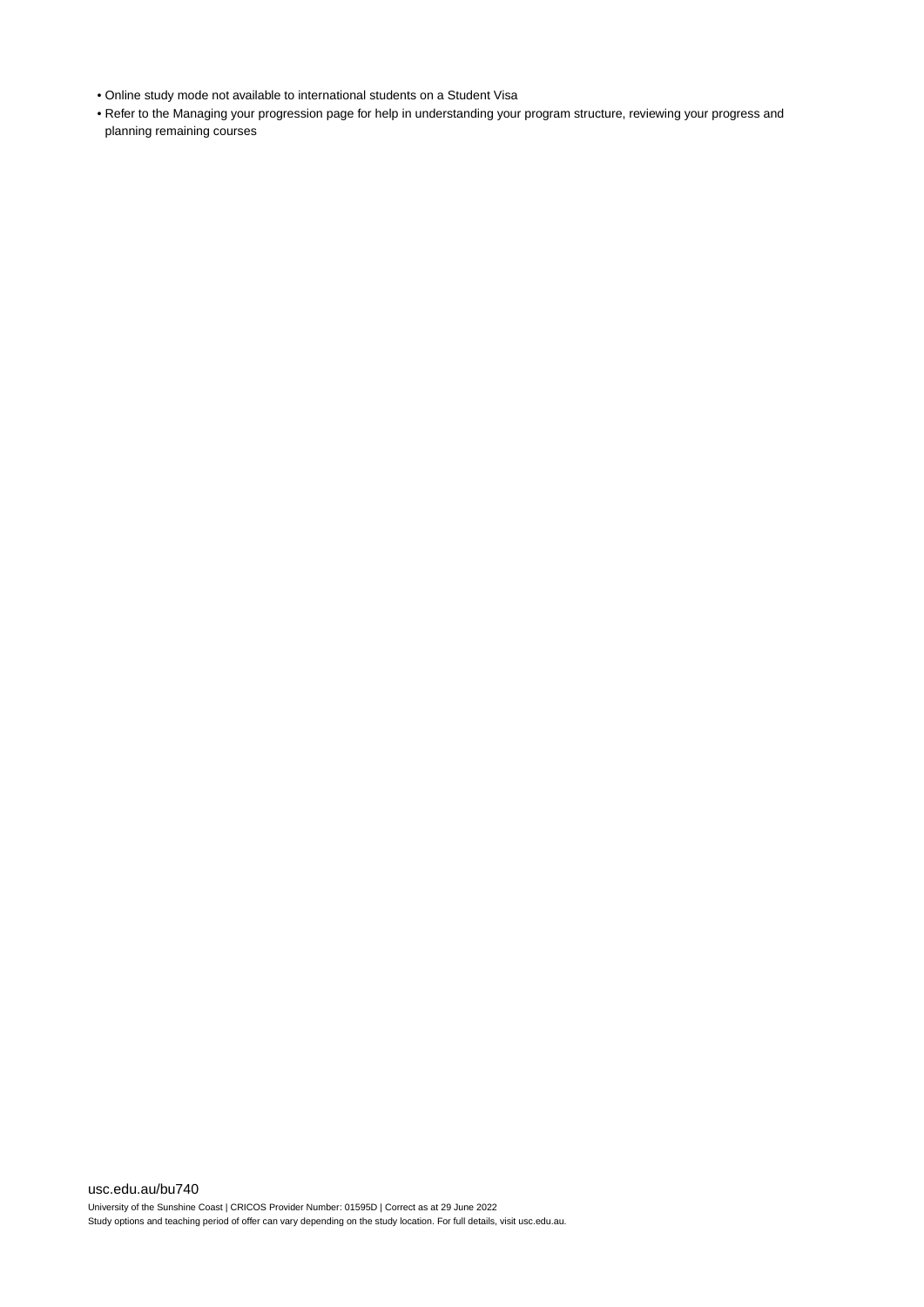- Online study mode not available to international students on a Student Visa
- Refer to the Managing your progression page for help in understanding your program structure, reviewing your progress and planning remaining courses

usc.edu.au/bu740

University of the Sunshine Coast | CRICOS Provider Number: 01595D | Correct as at 29 June 2022

Study options and teaching period of offer can vary depending on the study location. For full details, visit usc.edu.au.